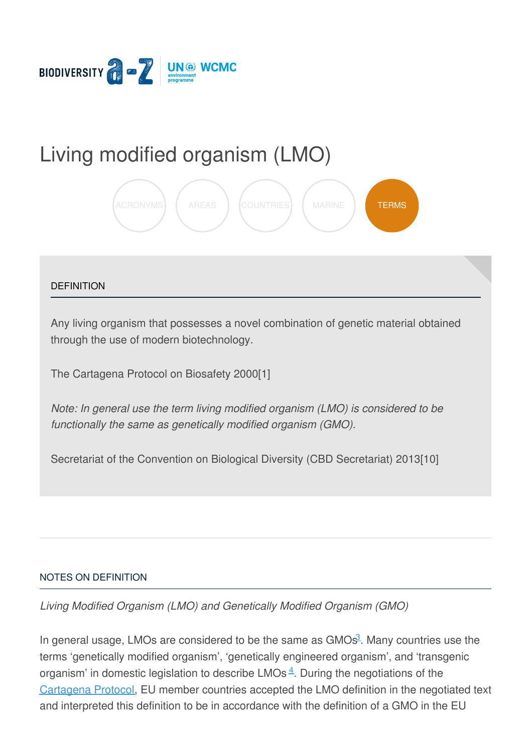# Living modified organism (LMO)

ACRONYMS AREAS COUNTRIES MARINE TERMS

DEFINITION

Any living organism that possesses a novel combination of genetic material obtained through the use of modern biotechnology.

The Cartagena Protocol on Biosafety 2000[1]

*Note: In general use the term living modified organism (LMO) is considered to be functionally the same as genetically modified organism (GMO).*

Secretariat of the Convention on Biological Diversity (CBD Secretariat) 2013[10]

NOTES ON DEFINITION

*Living Modified Organism (LMO) and Genetically Modified Organism (GMO)*

In general usage, LMOs are considered to be the same as GMOs[3]. Many countries use the terms 'genetically modified organism', 'genetically engineered organism', and 'transgenic organism' in domestic legislation to describe LMOs[4]. During the negotiations of the Cartagena Protocol, EU member countries accepted the LMO definition in the negotiated text and interpreted this definition to be in accordance with the definition of a GMO in the EU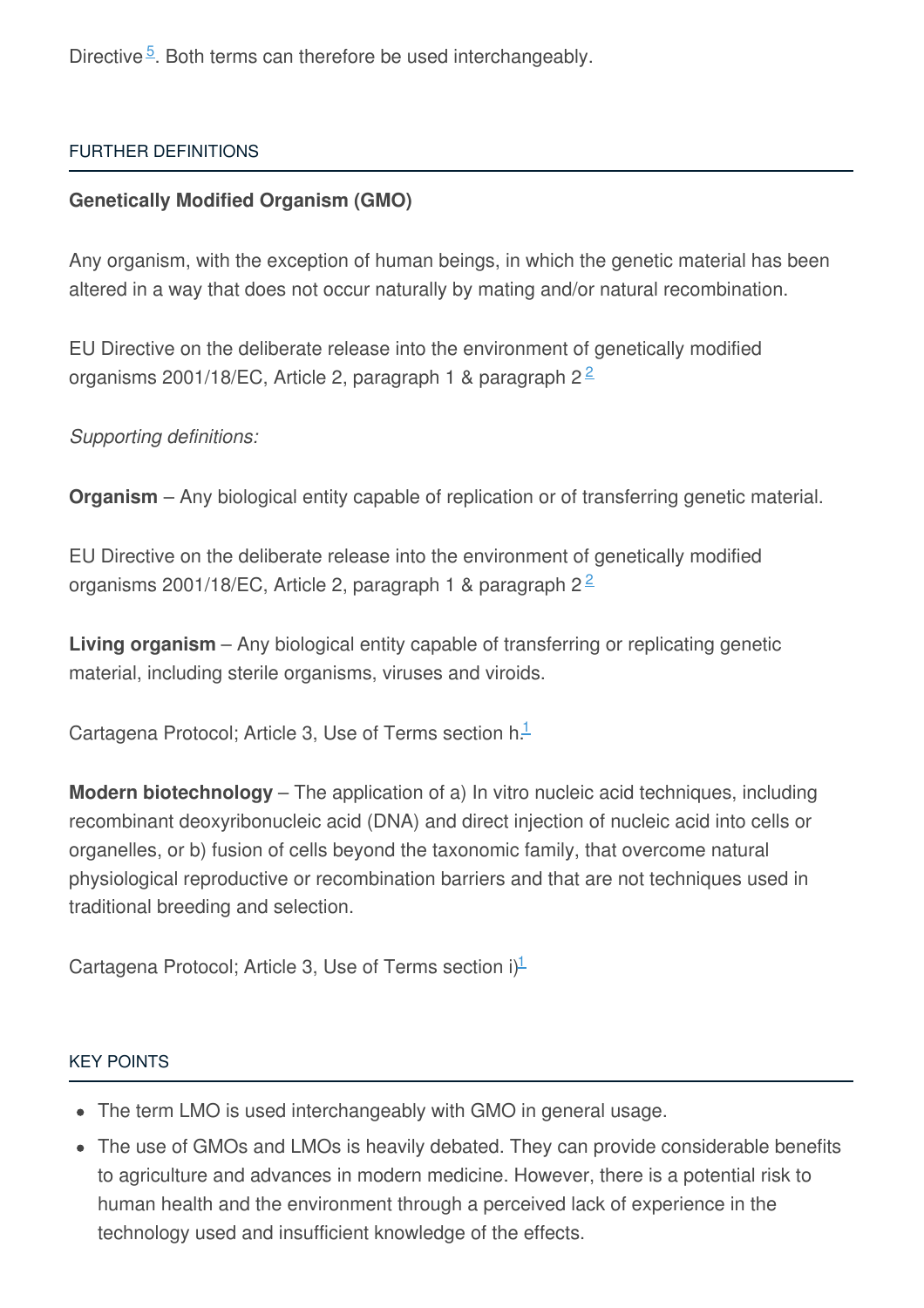Directive[5]. Both terms can therefore be used interchangeably.

## FURTHER DEFINITIONS

**Genetically Modified Organism (GMO)**

Any organism, with the exception of human beings, in which the genetic material has been altered in a way that does not occur naturally by mating and/or natural recombination.

EU Directive on the deliberate release into the environment of genetically modified organisms 2001/18/EC, Article 2, paragraph 1 & paragraph 2[2]

*Supporting definitions:*

**Organism** – Any biological entity capable of replication or of transferring genetic material.

EU Directive on the deliberate release into the environment of genetically modified organisms 2001/18/EC, Article 2, paragraph 1 & paragraph 2[2]

**Living organism** – Any biological entity capable of transferring or replicating genetic material, including sterile organisms, viruses and viroids.

Cartagena Protocol; Article 3, Use of Terms section h.[1]

**Modern biotechnology** – The application of a) In vitro nucleic acid techniques, including recombinant deoxyribonucleic acid (DNA) and direct injection of nucleic acid into cells or organelles, or b) fusion of cells beyond the taxonomic family, that overcome natural physiological reproductive or recombination barriers and that are not techniques used in traditional breeding and selection.

Cartagena Protocol; Article 3, Use of Terms section i)[1]

## KEY POINTS

- The term LMO is used interchangeably with GMO in general usage.
- The use of GMOs and LMOs is heavily debated. They can provide considerable benefits to agriculture and advances in modern medicine. However, there is a potential risk to human health and the environment through a perceived lack of experience in the technology used and insufficient knowledge of the effects.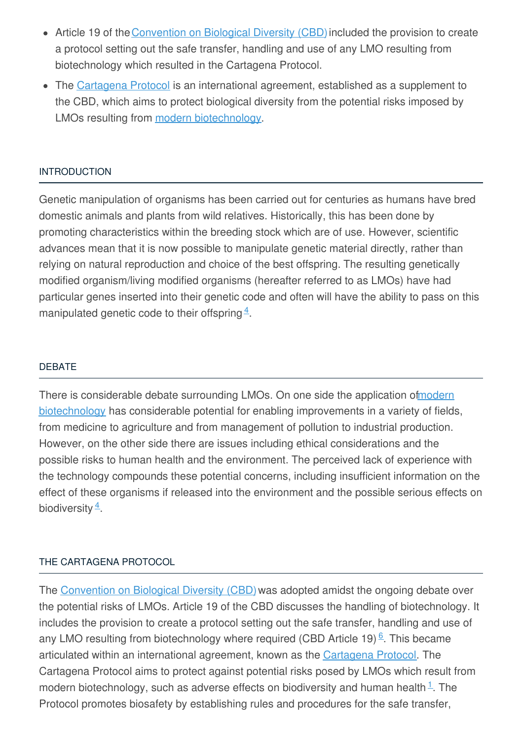- Article 19 of the Convention on Biological Diversity (CBD) included the provision to create a protocol setting out the safe transfer, handling and use of any LMO resulting from biotechnology which resulted in the Cartagena Protocol.
- The Cartagena Protocol is an international agreement, established as a supplement to the CBD, which aims to protect biological diversity from the potential risks imposed by LMOs resulting from modern biotechnology.

## INTRODUCTION

Genetic manipulation of organisms has been carried out for centuries as humans have bred domestic animals and plants from wild relatives. Historically, this has been done by promoting characteristics within the breeding stock which are of use. However, scientific advances mean that it is now possible to manipulate genetic material directly, rather than relying on natural reproduction and choice of the best offspring. The resulting genetically modified organism/living modified organisms (hereafter referred to as LMOs) have had particular genes inserted into their genetic code and often will have the ability to pass on this manipulated genetic code to their offspring [4].

## DEBATE

There is considerable debate surrounding LMOs. On one side the application of modern biotechnology has considerable potential for enabling improvements in a variety of fields, from medicine to agriculture and from management of pollution to industrial production. However, on the other side there are issues including ethical considerations and the possible risks to human health and the environment. The perceived lack of experience with the technology compounds these potential concerns, including insufficient information on the effect of these organisms if released into the environment and the possible serious effects on biodiversity [4].

## THE CARTAGENA PROTOCOL

The Convention on Biological Diversity (CBD) was adopted amidst the ongoing debate over the potential risks of LMOs. Article 19 of the CBD discusses the handling of biotechnology. It includes the provision to create a protocol setting out the safe transfer, handling and use of any LMO resulting from biotechnology where required (CBD Article 19) [6]. This became articulated within an international agreement, known as the Cartagena Protocol. The Cartagena Protocol aims to protect against potential risks posed by LMOs which result from modern biotechnology, such as adverse effects on biodiversity and human health [1]. The Protocol promotes biosafety by establishing rules and procedures for the safe transfer,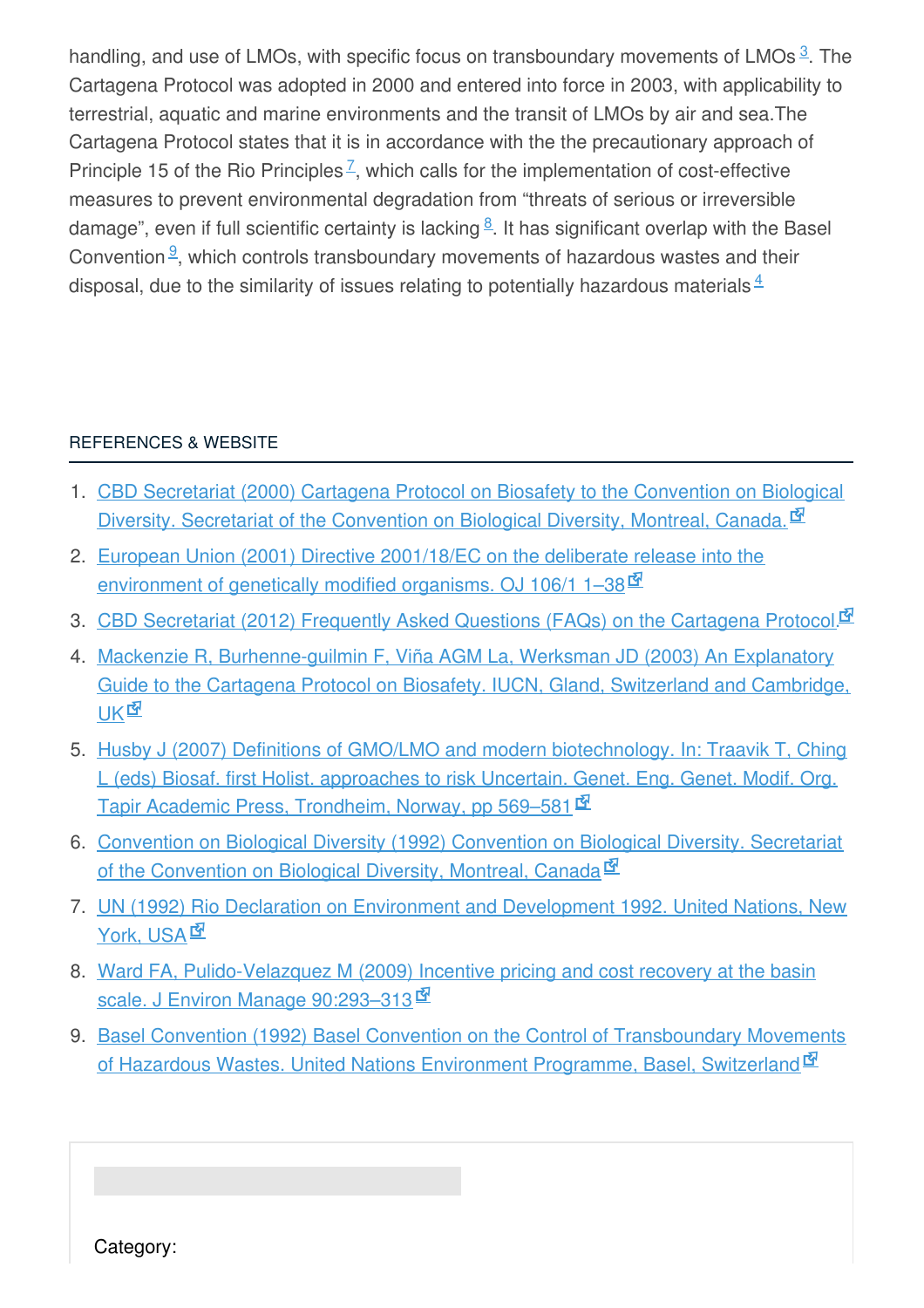handling, and use of LMOs, with specific focus on transboundary movements of LMOs [3]. The Cartagena Protocol was adopted in 2000 and entered into force in 2003, with applicability to terrestrial, aquatic and marine environments and the transit of LMOs by air and sea.The Cartagena Protocol states that it is in accordance with the the precautionary approach of Principle 15 of the Rio Principles [7], which calls for the implementation of cost-effective measures to prevent environmental degradation from "threats of serious or irreversible damage", even if full scientific certainty is lacking [8]. It has significant overlap with the Basel Convention [9], which controls transboundary movements of hazardous wastes and their disposal, due to the similarity of issues relating to potentially hazardous materials [4]

REFERENCES & WEBSITE

1. CBD Secretariat (2000) Cartagena Protocol on Biosafety to the Convention on Biological Diversity. Secretariat of the Convention on Biological Diversity, Montreal, Canada.
2. European Union (2001) Directive 2001/18/EC on the deliberate release into the environment of genetically modified organisms. OJ 106/1 1–38
3. CBD Secretariat (2012) Frequently Asked Questions (FAQs) on the Cartagena Protocol.
4. Mackenzie R, Burhenne-guilmin F, Viña AGM La, Werksman JD (2003) An Explanatory Guide to the Cartagena Protocol on Biosafety. IUCN, Gland, Switzerland and Cambridge, UK
5. Husby J (2007) Definitions of GMO/LMO and modern biotechnology. In: Traavik T, Ching L (eds) Biosaf. first Holist. approaches to risk Uncertain. Genet. Eng. Genet. Modif. Org. Tapir Academic Press, Trondheim, Norway, pp 569–581
6. Convention on Biological Diversity (1992) Convention on Biological Diversity. Secretariat of the Convention on Biological Diversity, Montreal, Canada
7. UN (1992) Rio Declaration on Environment and Development 1992. United Nations, New York, USA
8. Ward FA, Pulido-Velazquez M (2009) Incentive pricing and cost recovery at the basin scale. J Environ Manage 90:293–313
9. Basel Convention (1992) Basel Convention on the Control of Transboundary Movements of Hazardous Wastes. United Nations Environment Programme, Basel, Switzerland

Category: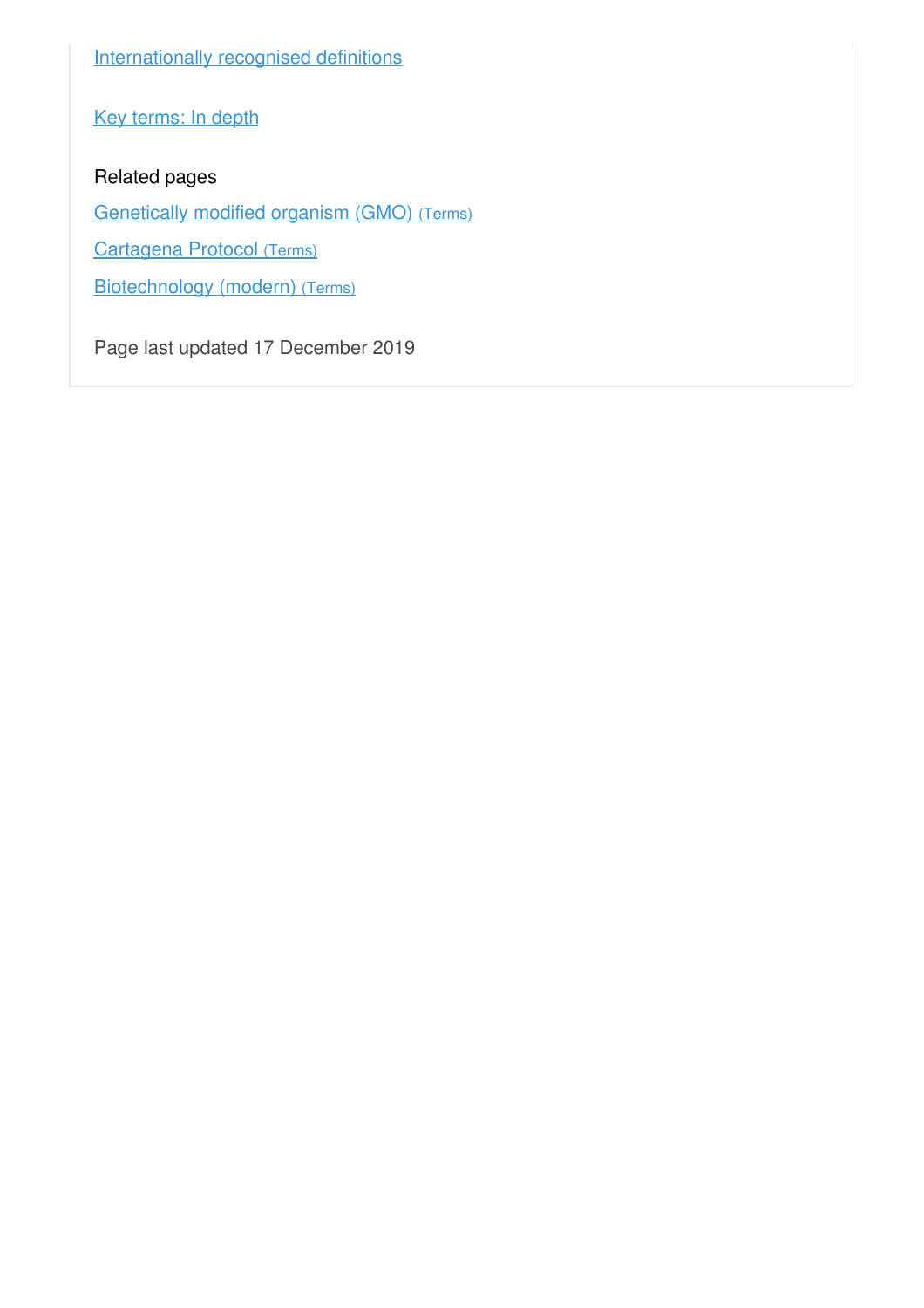Internationally recognised definitions

Key terms: In depth

Related pages

Genetically modified organism (GMO) (Terms)

Cartagena Protocol (Terms)

Biotechnology (modern) (Terms)

Page last updated 17 December 2019